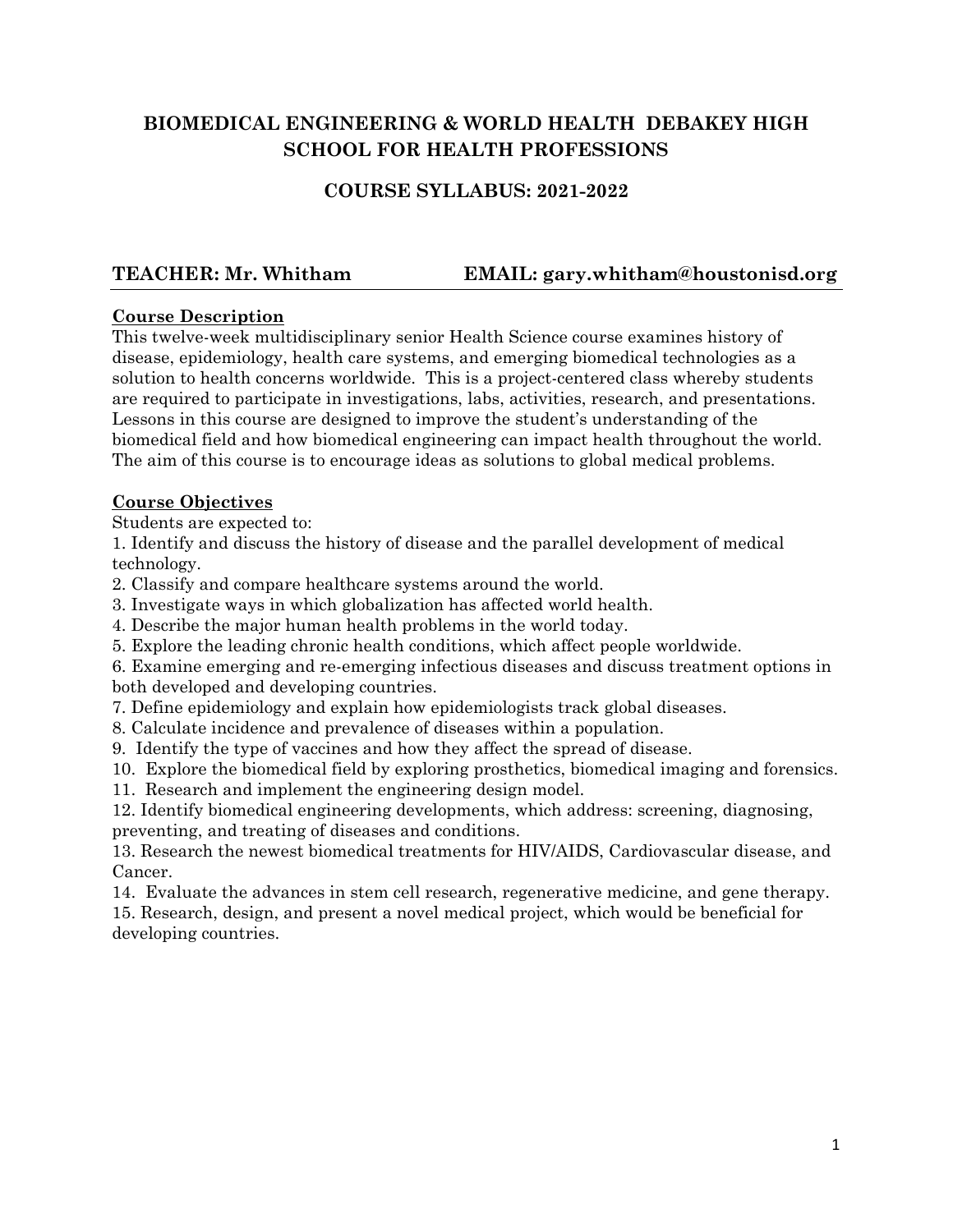# BIOMEDICAL ENGINEERING & WORLD HEALTH DEBAKEY HIGH SCHOOL FOR HEALTH PROFESSIONS

## COURSE SYLLABUS: 2021-2022

**TEACHER: Mr. Whitham** **EMAIL: gary.whitham@houstonisd.org**

**Course Description**

This twelve-week multidisciplinary senior Health Science course examines history of disease, epidemiology, health care systems, and emerging biomedical technologies as a solution to health concerns worldwide. This is a project-centered class whereby students are required to participate in investigations, labs, activities, research, and presentations. Lessons in this course are designed to improve the student's understanding of the biomedical field and how biomedical engineering can impact health throughout the world. The aim of this course is to encourage ideas as solutions to global medical problems.

**Course Objectives**

Students are expected to:

1. Identify and discuss the history of disease and the parallel development of medical technology.
2. Classify and compare healthcare systems around the world.
3. Investigate ways in which globalization has affected world health.
4. Describe the major human health problems in the world today.
5. Explore the leading chronic health conditions, which affect people worldwide.
6. Examine emerging and re-emerging infectious diseases and discuss treatment options in both developed and developing countries.
7. Define epidemiology and explain how epidemiologists track global diseases.
8. Calculate incidence and prevalence of diseases within a population.
9. Identify the type of vaccines and how they affect the spread of disease.
10. Explore the biomedical field by exploring prosthetics, biomedical imaging and forensics.
11. Research and implement the engineering design model.
12. Identify biomedical engineering developments, which address: screening, diagnosing, preventing, and treating of diseases and conditions.
13. Research the newest biomedical treatments for HIV/AIDS, Cardiovascular disease, and Cancer.
14. Evaluate the advances in stem cell research, regenerative medicine, and gene therapy.
15. Research, design, and present a novel medical project, which would be beneficial for developing countries.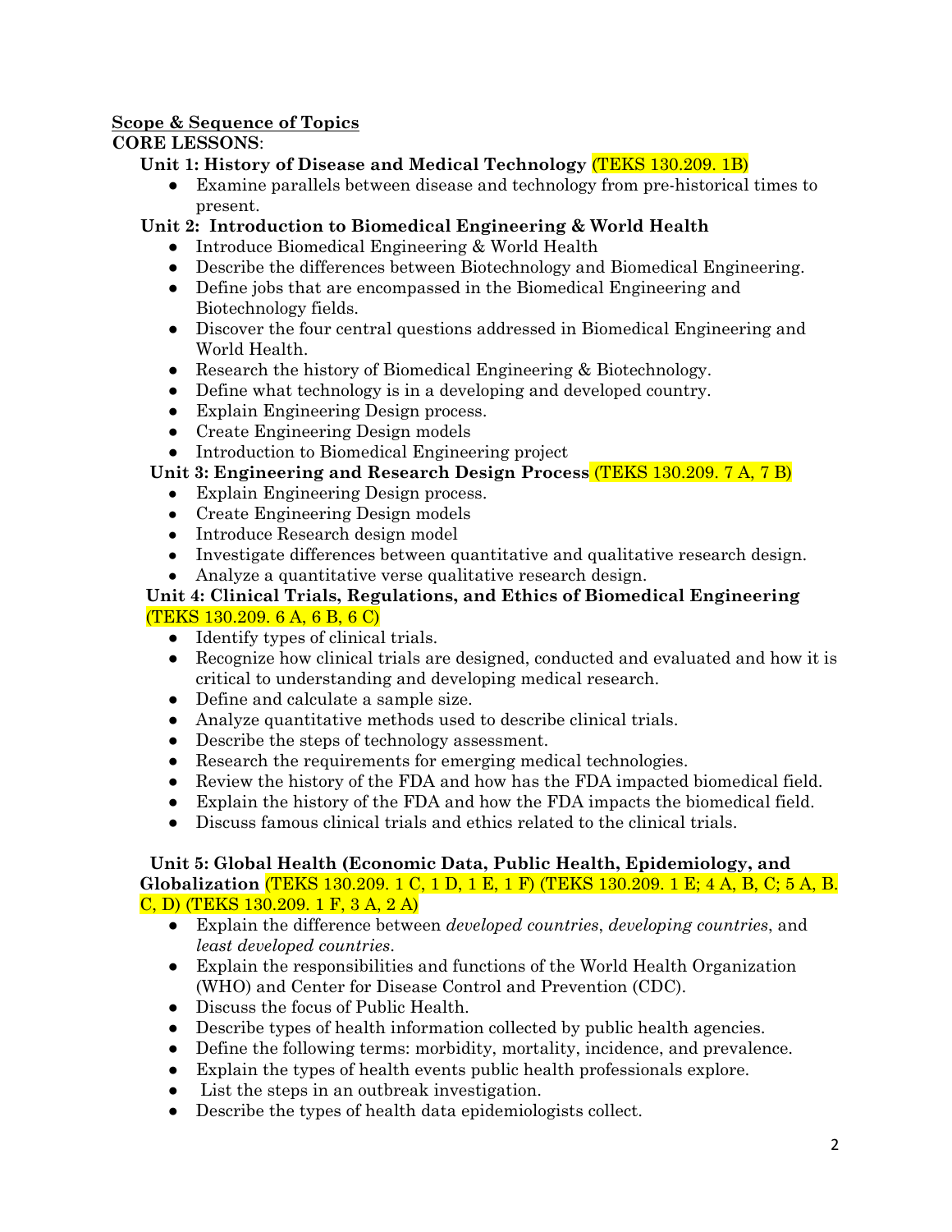**Scope & Sequence of Topics**

**CORE LESSONS**:

**Unit 1: History of Disease and Medical Technology** (TEKS 130.209. 1B)

- Examine parallels between disease and technology from pre-historical times to present.

**Unit 2: Introduction to Biomedical Engineering & World Health**

- Introduce Biomedical Engineering & World Health
- Describe the differences between Biotechnology and Biomedical Engineering.
- Define jobs that are encompassed in the Biomedical Engineering and Biotechnology fields.
- Discover the four central questions addressed in Biomedical Engineering and World Health.
- Research the history of Biomedical Engineering & Biotechnology.
- Define what technology is in a developing and developed country.
- Explain Engineering Design process.
- Create Engineering Design models
- Introduction to Biomedical Engineering project

**Unit 3: Engineering and Research Design Process** (TEKS 130.209. 7 A, 7 B)

- Explain Engineering Design process.
- Create Engineering Design models
- Introduce Research design model
- Investigate differences between quantitative and qualitative research design.
- Analyze a quantitative verse qualitative research design.

**Unit 4: Clinical Trials, Regulations, and Ethics of Biomedical Engineering** (TEKS 130.209. 6 A, 6 B, 6 C)

- Identify types of clinical trials.
- Recognize how clinical trials are designed, conducted and evaluated and how it is critical to understanding and developing medical research.
- Define and calculate a sample size.
- Analyze quantitative methods used to describe clinical trials.
- Describe the steps of technology assessment.
- Research the requirements for emerging medical technologies.
- Review the history of the FDA and how has the FDA impacted biomedical field.
- Explain the history of the FDA and how the FDA impacts the biomedical field.
- Discuss famous clinical trials and ethics related to the clinical trials.

**Unit 5: Global Health (Economic Data, Public Health, Epidemiology, and Globalization** (TEKS 130.209. 1 C, 1 D, 1 E, 1 F) (TEKS 130.209. 1 E; 4 A, B, C; 5 A, B. C, D) (TEKS 130.209. 1 F, 3 A, 2 A)

- Explain the difference between *developed countries*, *developing countries*, and *least developed countries*.
- Explain the responsibilities and functions of the World Health Organization (WHO) and Center for Disease Control and Prevention (CDC).
- Discuss the focus of Public Health.
- Describe types of health information collected by public health agencies.
- Define the following terms: morbidity, mortality, incidence, and prevalence.
- Explain the types of health events public health professionals explore.
- List the steps in an outbreak investigation.
- Describe the types of health data epidemiologists collect.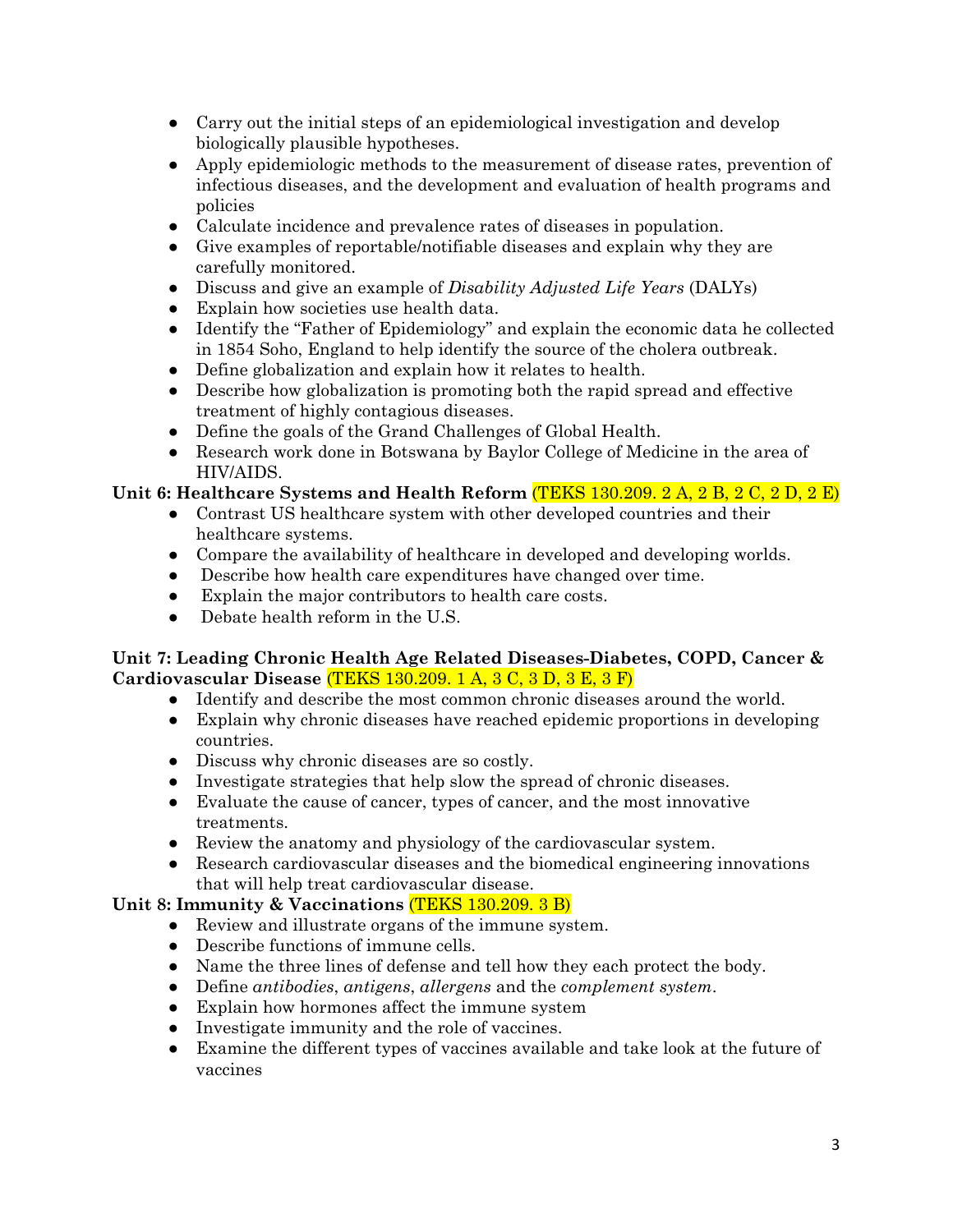- Carry out the initial steps of an epidemiological investigation and develop biologically plausible hypotheses.
- Apply epidemiologic methods to the measurement of disease rates, prevention of infectious diseases, and the development and evaluation of health programs and policies
- Calculate incidence and prevalence rates of diseases in population.
- Give examples of reportable/notifiable diseases and explain why they are carefully monitored.
- Discuss and give an example of *Disability Adjusted Life Years* (DALYs)
- Explain how societies use health data.
- Identify the "Father of Epidemiology" and explain the economic data he collected in 1854 Soho, England to help identify the source of the cholera outbreak.
- Define globalization and explain how it relates to health.
- Describe how globalization is promoting both the rapid spread and effective treatment of highly contagious diseases.
- Define the goals of the Grand Challenges of Global Health.
- Research work done in Botswana by Baylor College of Medicine in the area of HIV/AIDS.

**Unit 6: Healthcare Systems and Health Reform** (TEKS 130.209. 2 A, 2 B, 2 C, 2 D, 2 E)

- Contrast US healthcare system with other developed countries and their healthcare systems.
- Compare the availability of healthcare in developed and developing worlds.
- Describe how health care expenditures have changed over time.
- Explain the major contributors to health care costs.
- Debate health reform in the U.S.

**Unit 7: Leading Chronic Health Age Related Diseases-Diabetes, COPD, Cancer & Cardiovascular Disease** (TEKS 130.209. 1 A, 3 C, 3 D, 3 E, 3 F)

- Identify and describe the most common chronic diseases around the world.
- Explain why chronic diseases have reached epidemic proportions in developing countries.
- Discuss why chronic diseases are so costly.
- Investigate strategies that help slow the spread of chronic diseases.
- Evaluate the cause of cancer, types of cancer, and the most innovative treatments.
- Review the anatomy and physiology of the cardiovascular system.
- Research cardiovascular diseases and the biomedical engineering innovations that will help treat cardiovascular disease.

**Unit 8: Immunity & Vaccinations** (TEKS 130.209. 3 B)

- Review and illustrate organs of the immune system.
- Describe functions of immune cells.
- Name the three lines of defense and tell how they each protect the body.
- Define *antibodies*, *antigens*, *allergens* and the *complement system*.
- Explain how hormones affect the immune system
- Investigate immunity and the role of vaccines.
- Examine the different types of vaccines available and take look at the future of vaccines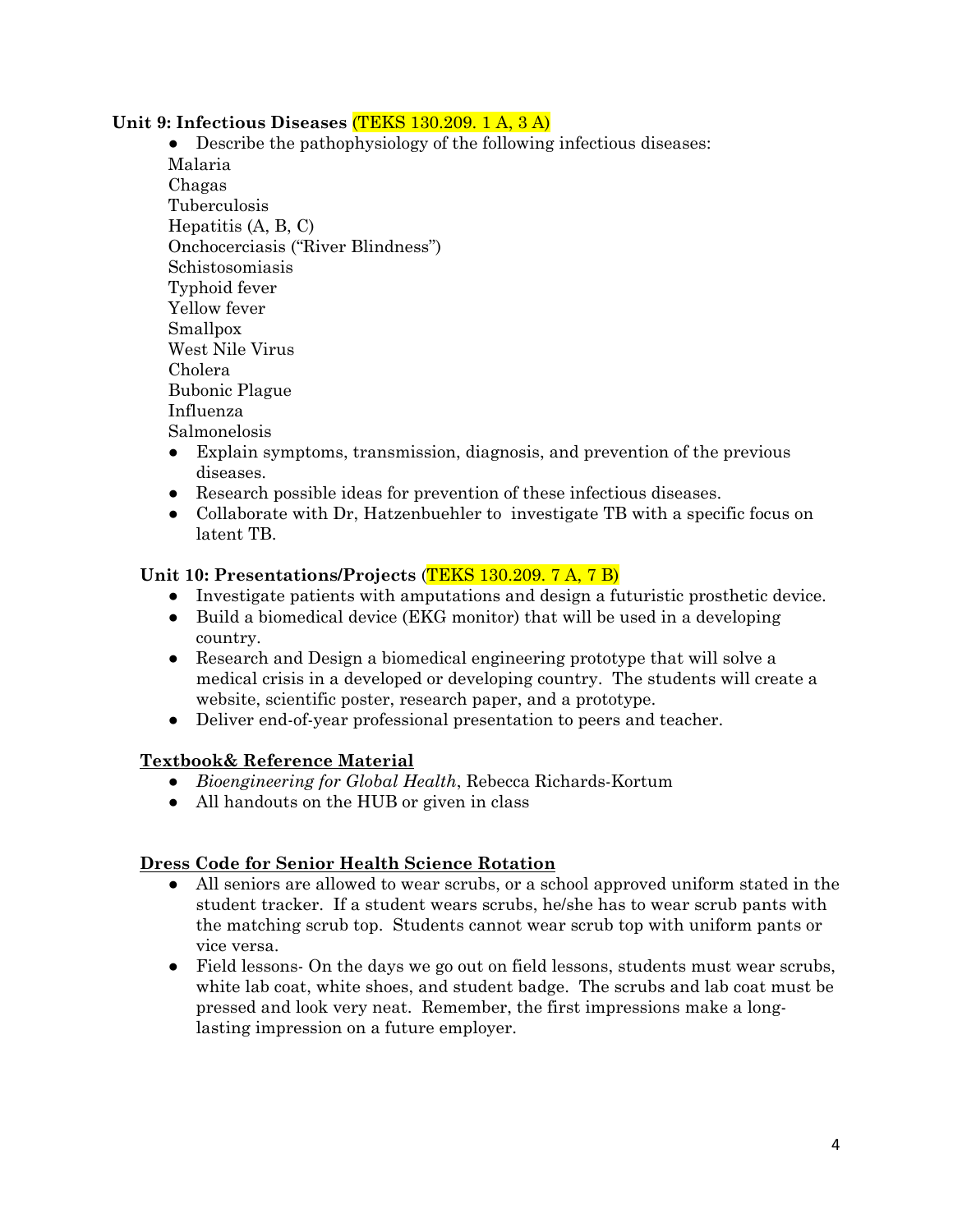**Unit 9: Infectious Diseases** (TEKS 130.209. 1 A, 3 A)

- Describe the pathophysiology of the following infectious diseases:

  Malaria
  Chagas
  Tuberculosis
  Hepatitis (A, B, C)
  Onchocerciasis ("River Blindness")
  Schistosomiasis
  Typhoid fever
  Yellow fever
  Smallpox
  West Nile Virus
  Cholera
  Bubonic Plague
  Influenza
  Salmonelosis
- Explain symptoms, transmission, diagnosis, and prevention of the previous diseases.
- Research possible ideas for prevention of these infectious diseases.
- Collaborate with Dr, Hatzenbuehler to investigate TB with a specific focus on latent TB.

**Unit 10: Presentations/Projects** (TEKS 130.209. 7 A, 7 B)

- Investigate patients with amputations and design a futuristic prosthetic device.
- Build a biomedical device (EKG monitor) that will be used in a developing country.
- Research and Design a biomedical engineering prototype that will solve a medical crisis in a developed or developing country. The students will create a website, scientific poster, research paper, and a prototype.
- Deliver end-of-year professional presentation to peers and teacher.

**Textbook& Reference Material**

- *Bioengineering for Global Health*, Rebecca Richards-Kortum
- All handouts on the HUB or given in class

**Dress Code for Senior Health Science Rotation**

- All seniors are allowed to wear scrubs, or a school approved uniform stated in the student tracker. If a student wears scrubs, he/she has to wear scrub pants with the matching scrub top. Students cannot wear scrub top with uniform pants or vice versa.
- Field lessons- On the days we go out on field lessons, students must wear scrubs, white lab coat, white shoes, and student badge. The scrubs and lab coat must be pressed and look very neat. Remember, the first impressions make a long-lasting impression on a future employer.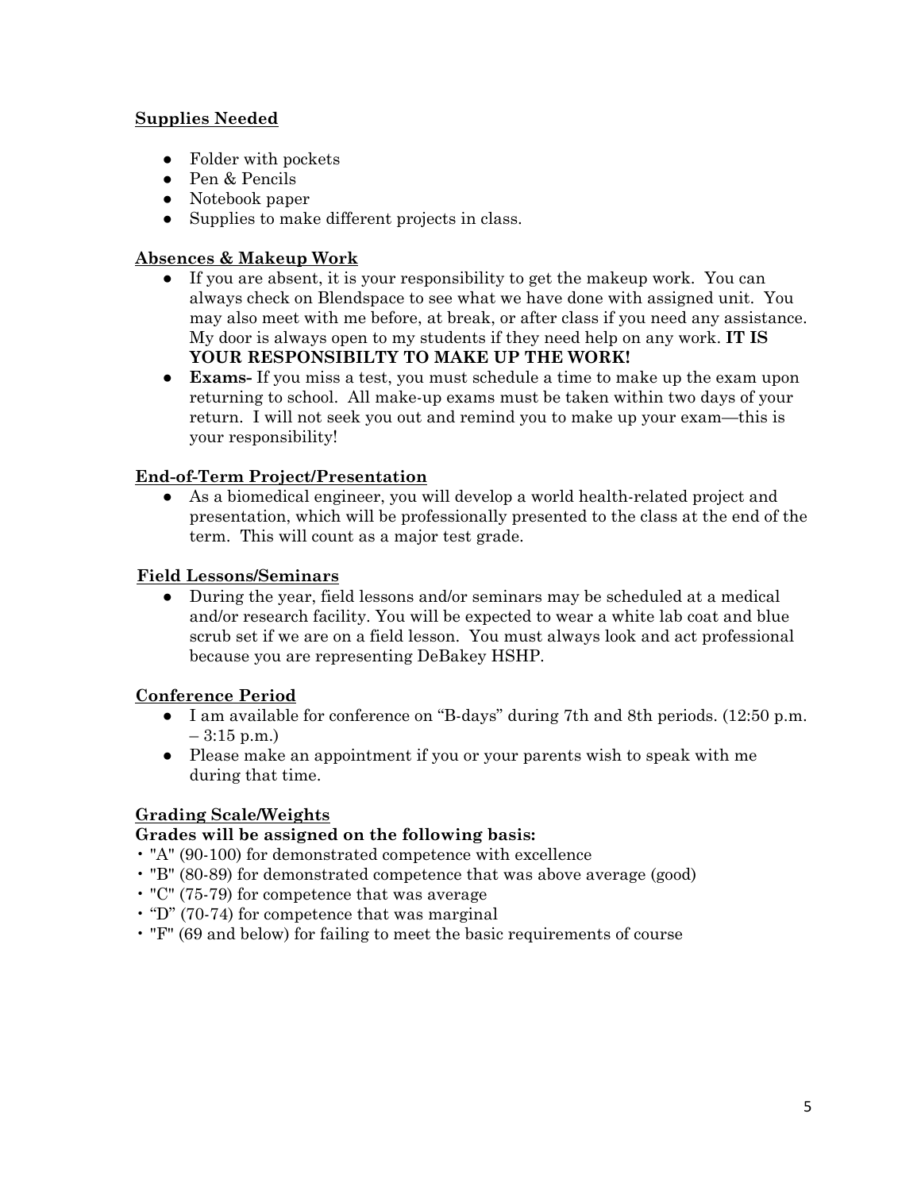**Supplies Needed**

- Folder with pockets
- Pen & Pencils
- Notebook paper
- Supplies to make different projects in class.

**Absences & Makeup Work**

- If you are absent, it is your responsibility to get the makeup work. You can always check on Blendspace to see what we have done with assigned unit. You may also meet with me before, at break, or after class if you need any assistance. My door is always open to my students if they need help on any work. **IT IS YOUR RESPONSIBILTY TO MAKE UP THE WORK!**
- **Exams-** If you miss a test, you must schedule a time to make up the exam upon returning to school. All make-up exams must be taken within two days of your return. I will not seek you out and remind you to make up your exam—this is your responsibility!

**End-of-Term Project/Presentation**

- As a biomedical engineer, you will develop a world health-related project and presentation, which will be professionally presented to the class at the end of the term. This will count as a major test grade.

**Field Lessons/Seminars**

- During the year, field lessons and/or seminars may be scheduled at a medical and/or research facility. You will be expected to wear a white lab coat and blue scrub set if we are on a field lesson. You must always look and act professional because you are representing DeBakey HSHP.

**Conference Period**

- I am available for conference on "B-days" during 7th and 8th periods. (12:50 p.m. – 3:15 p.m.)
- Please make an appointment if you or your parents wish to speak with me during that time.

**Grading Scale/Weights**

**Grades will be assigned on the following basis:**

- "A" (90-100) for demonstrated competence with excellence
- "B" (80-89) for demonstrated competence that was above average (good)
- "C" (75-79) for competence that was average
- "D" (70-74) for competence that was marginal
- "F" (69 and below) for failing to meet the basic requirements of course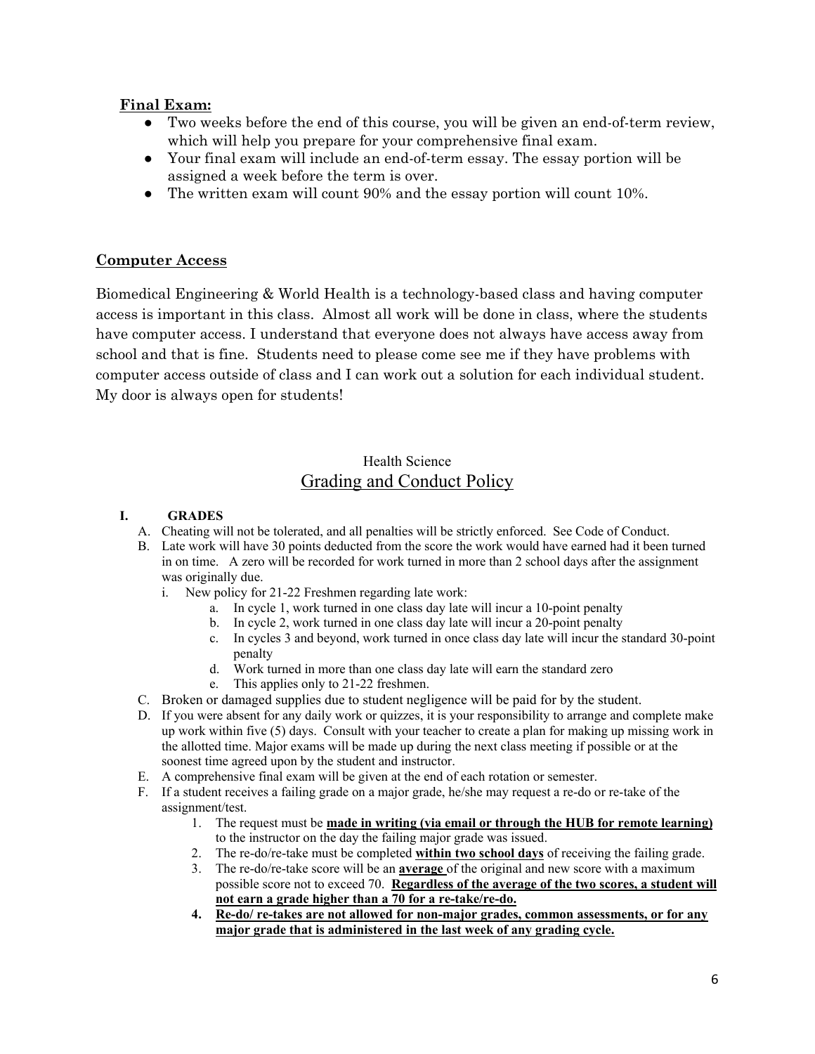**Final Exam:**

- Two weeks before the end of this course, you will be given an end-of-term review, which will help you prepare for your comprehensive final exam.
- Your final exam will include an end-of-term essay. The essay portion will be assigned a week before the term is over.
- The written exam will count 90% and the essay portion will count 10%.

**Computer Access**

Biomedical Engineering & World Health is a technology-based class and having computer access is important in this class. Almost all work will be done in class, where the students have computer access. I understand that everyone does not always have access away from school and that is fine. Students need to please come see me if they have problems with computer access outside of class and I can work out a solution for each individual student. My door is always open for students!

## Health Science
## Grading and Conduct Policy

**I. GRADES**

A. Cheating will not be tolerated, and all penalties will be strictly enforced. See Code of Conduct.

B. Late work will have 30 points deducted from the score the work would have earned had it been turned in on time. A zero will be recorded for work turned in more than 2 school days after the assignment was originally due.

   i. New policy for 21-22 Freshmen regarding late work:

      a. In cycle 1, work turned in one class day late will incur a 10-point penalty
      b. In cycle 2, work turned in one class day late will incur a 20-point penalty
      c. In cycles 3 and beyond, work turned in once class day late will incur the standard 30-point penalty
      d. Work turned in more than one class day late will earn the standard zero
      e. This applies only to 21-22 freshmen.

C. Broken or damaged supplies due to student negligence will be paid for by the student.

D. If you were absent for any daily work or quizzes, it is your responsibility to arrange and complete make up work within five (5) days. Consult with your teacher to create a plan for making up missing work in the allotted time. Major exams will be made up during the next class meeting if possible or at the soonest time agreed upon by the student and instructor.

E. A comprehensive final exam will be given at the end of each rotation or semester.

F. If a student receives a failing grade on a major grade, he/she may request a re-do or re-take of the assignment/test.

   1. The request must be **made in writing (via email or through the HUB for remote learning)** to the instructor on the day the failing major grade was issued.
   2. The re-do/re-take must be completed **within two school days** of receiving the failing grade.
   3. The re-do/re-take score will be an **average** of the original and new score with a maximum possible score not to exceed 70. **Regardless of the average of the two scores, a student will not earn a grade higher than a 70 for a re-take/re-do.**
   4. **Re-do/ re-takes are not allowed for non-major grades, common assessments, or for any major grade that is administered in the last week of any grading cycle.**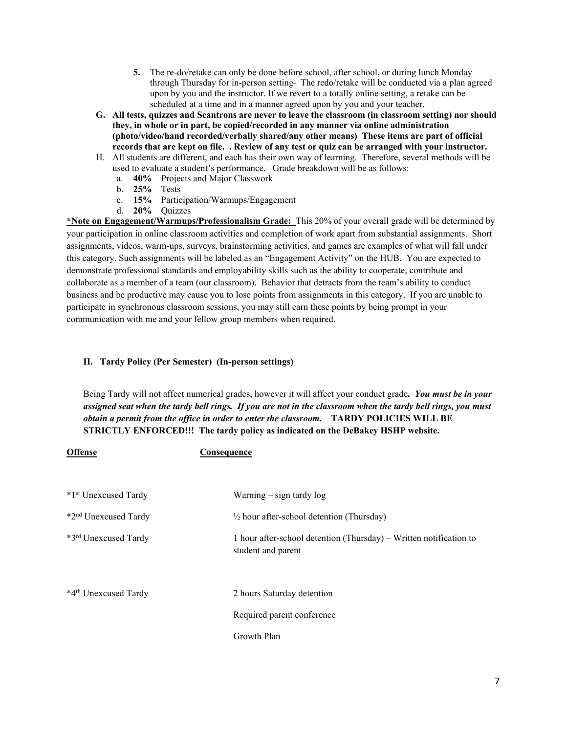5. The re-do/retake can only be done before school, after school, or during lunch Monday through Thursday for in-person setting. The redo/retake will be conducted via a plan agreed upon by you and the instructor. If we revert to a totally online setting, a retake can be scheduled at a time and in a manner agreed upon by you and your teacher.

**G. All tests, quizzes and Scantrons are never to leave the classroom (in classroom setting) nor should they, in whole or in part, be copied/recorded in any manner via online administration (photo/video/hand recorded/verbally shared/any other means) These items are part of official records that are kept on file. . Review of any test or quiz can be arranged with your instructor.**

H. All students are different, and each has their own way of learning. Therefore, several methods will be used to evaluate a student's performance. Grade breakdown will be as follows:

a. **40%** Projects and Major Classwork
b. **25%** Tests
c. **15%** Participation/Warmups/Engagement
d. **20%** Quizzes

**\*Note on Engagement/Warmups/Professionalism Grade:** This 20% of your overall grade will be determined by your participation in online classroom activities and completion of work apart from substantial assignments. Short assignments, videos, warm-ups, surveys, brainstorming activities, and games are examples of what will fall under this category. Such assignments will be labeled as an "Engagement Activity" on the HUB. You are expected to demonstrate professional standards and employability skills such as the ability to cooperate, contribute and collaborate as a member of a team (our classroom). Behavior that detracts from the team's ability to conduct business and be productive may cause you to lose points from assignments in this category. If you are unable to participate in synchronous classroom sessions, you may still earn these points by being prompt in your communication with me and your fellow group members when required.

## II. Tardy Policy (Per Semester) (In-person settings)

Being Tardy will not affect numerical grades, however it will affect your conduct grade**. *You must be in your assigned seat when the tardy bell rings. If you are not in the classroom when the tardy bell rings, you must obtain a permit from the office in order to enter the classroom.* TARDY POLICIES WILL BE STRICTLY ENFORCED!!! The tardy policy as indicated on the DeBakey HSHP website.**

| Offense | Consequence |
|---|---|
| *1st Unexcused Tardy | Warning – sign tardy log |
| *2nd Unexcused Tardy | ½ hour after-school detention (Thursday) |
| *3rd Unexcused Tardy | 1 hour after-school detention (Thursday) – Written notification to student and parent |
| *4th Unexcused Tardy | 2 hours Saturday detention<br>Required parent conference<br>Growth Plan |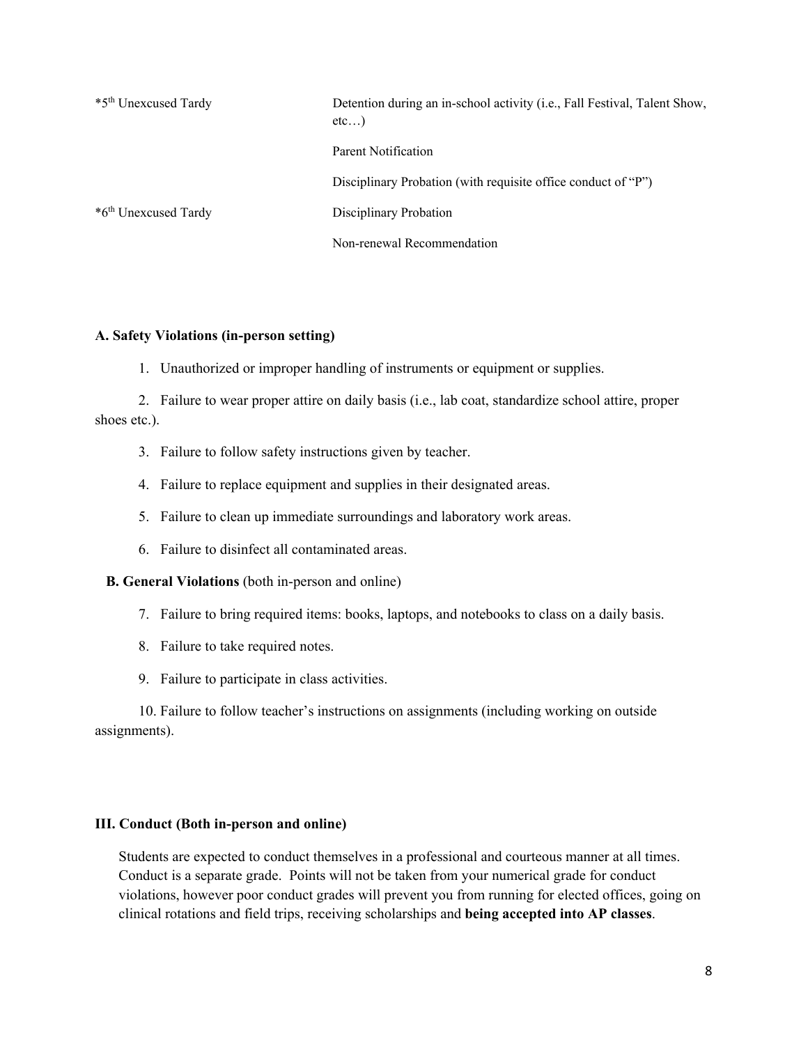| | |
|---|---|
| *5th Unexcused Tardy | Detention during an in-school activity (i.e., Fall Festival, Talent Show, etc…) |
| | Parent Notification |
| | Disciplinary Probation (with requisite office conduct of "P") |
| *6th Unexcused Tardy | Disciplinary Probation |
| | Non-renewal Recommendation |

**A. Safety Violations (in-person setting)**

1. Unauthorized or improper handling of instruments or equipment or supplies.
2. Failure to wear proper attire on daily basis (i.e., lab coat, standardize school attire, proper shoes etc.).
3. Failure to follow safety instructions given by teacher.
4. Failure to replace equipment and supplies in their designated areas.
5. Failure to clean up immediate surroundings and laboratory work areas.
6. Failure to disinfect all contaminated areas.

**B. General Violations** (both in-person and online)

7. Failure to bring required items: books, laptops, and notebooks to class on a daily basis.
8. Failure to take required notes.
9. Failure to participate in class activities.
10. Failure to follow teacher's instructions on assignments (including working on outside assignments).

**III. Conduct (Both in-person and online)**

Students are expected to conduct themselves in a professional and courteous manner at all times. Conduct is a separate grade. Points will not be taken from your numerical grade for conduct violations, however poor conduct grades will prevent you from running for elected offices, going on clinical rotations and field trips, receiving scholarships and **being accepted into AP classes**.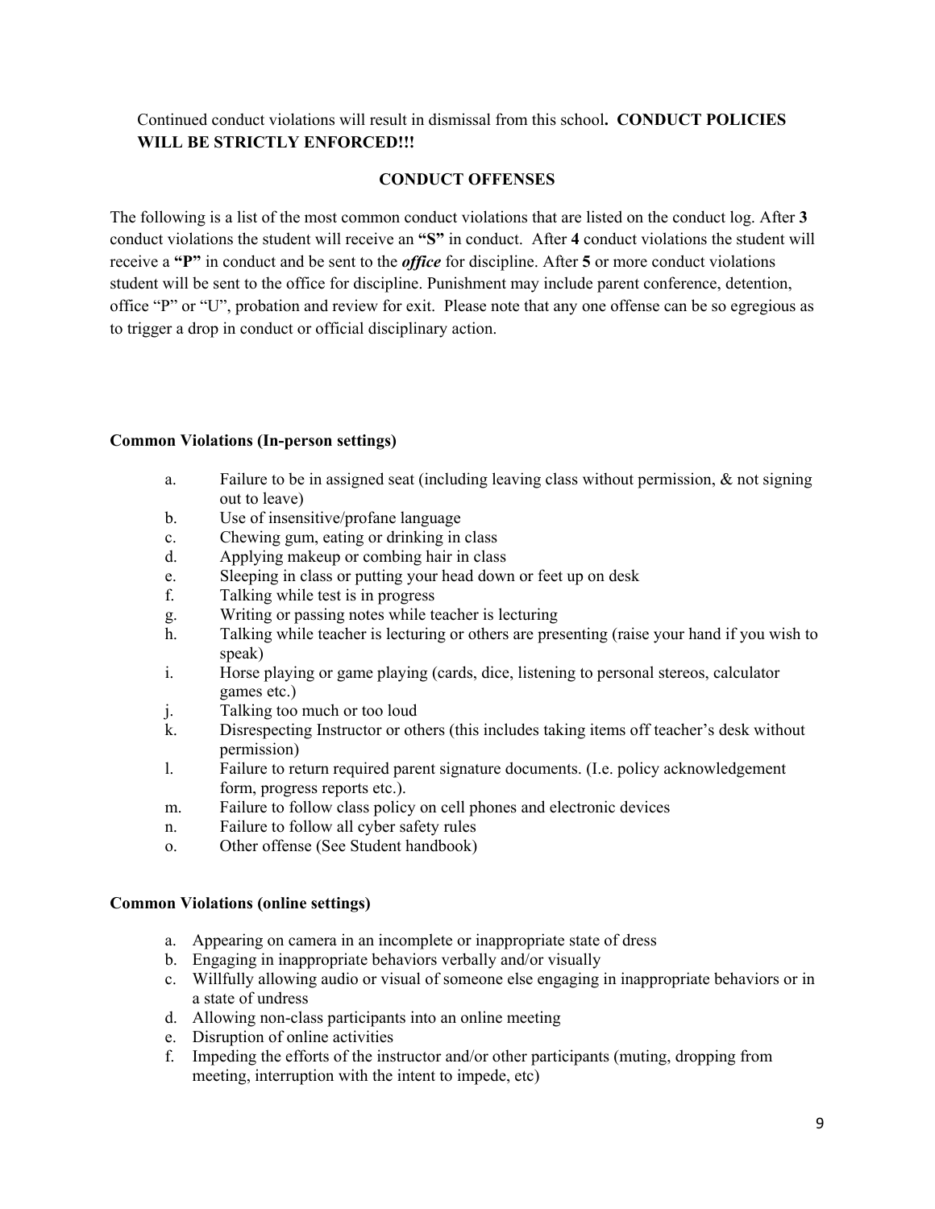Continued conduct violations will result in dismissal from this school**. CONDUCT POLICIES WILL BE STRICTLY ENFORCED!!!**

## CONDUCT OFFENSES

The following is a list of the most common conduct violations that are listed on the conduct log. After **3** conduct violations the student will receive an **"S"** in conduct. After **4** conduct violations the student will receive a **"P"** in conduct and be sent to the ***office*** for discipline. After **5** or more conduct violations student will be sent to the office for discipline. Punishment may include parent conference, detention, office "P" or "U", probation and review for exit. Please note that any one offense can be so egregious as to trigger a drop in conduct or official disciplinary action.

**Common Violations (In-person settings)**

a. Failure to be in assigned seat (including leaving class without permission, & not signing out to leave)
b. Use of insensitive/profane language
c. Chewing gum, eating or drinking in class
d. Applying makeup or combing hair in class
e. Sleeping in class or putting your head down or feet up on desk
f. Talking while test is in progress
g. Writing or passing notes while teacher is lecturing
h. Talking while teacher is lecturing or others are presenting (raise your hand if you wish to speak)
i. Horse playing or game playing (cards, dice, listening to personal stereos, calculator games etc.)
j. Talking too much or too loud
k. Disrespecting Instructor or others (this includes taking items off teacher's desk without permission)
l. Failure to return required parent signature documents. (I.e. policy acknowledgement form, progress reports etc.).
m. Failure to follow class policy on cell phones and electronic devices
n. Failure to follow all cyber safety rules
o. Other offense (See Student handbook)

**Common Violations (online settings)**

a. Appearing on camera in an incomplete or inappropriate state of dress
b. Engaging in inappropriate behaviors verbally and/or visually
c. Willfully allowing audio or visual of someone else engaging in inappropriate behaviors or in a state of undress
d. Allowing non-class participants into an online meeting
e. Disruption of online activities
f. Impeding the efforts of the instructor and/or other participants (muting, dropping from meeting, interruption with the intent to impede, etc)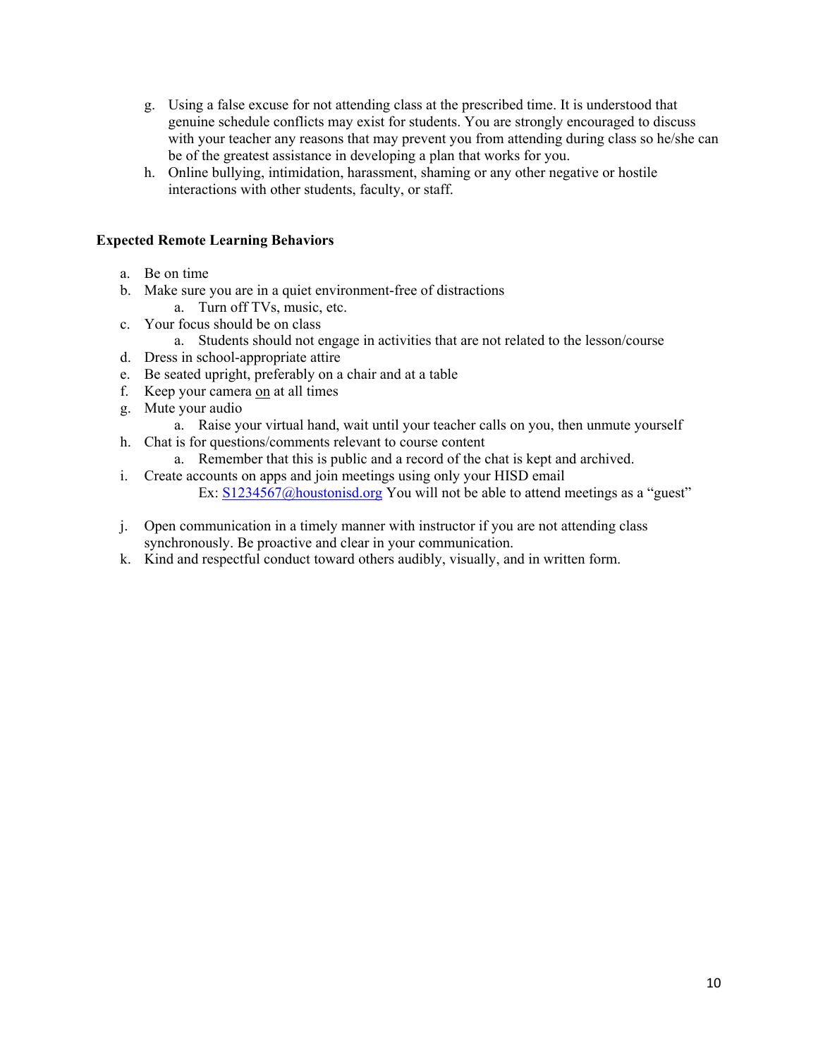g. Using a false excuse for not attending class at the prescribed time. It is understood that genuine schedule conflicts may exist for students. You are strongly encouraged to discuss with your teacher any reasons that may prevent you from attending during class so he/she can be of the greatest assistance in developing a plan that works for you.
h. Online bullying, intimidation, harassment, shaming or any other negative or hostile interactions with other students, faculty, or staff.

**Expected Remote Learning Behaviors**

a. Be on time
b. Make sure you are in a quiet environment-free of distractions
    a. Turn off TVs, music, etc.
c. Your focus should be on class
    a. Students should not engage in activities that are not related to the lesson/course
d. Dress in school-appropriate attire
e. Be seated upright, preferably on a chair and at a table
f. Keep your camera <u>on</u> at all times
g. Mute your audio
    a. Raise your virtual hand, wait until your teacher calls on you, then unmute yourself
h. Chat is for questions/comments relevant to course content
    a. Remember that this is public and a record of the chat is kept and archived.
i. Create accounts on apps and join meetings using only your HISD email
    Ex: S1234567@houstonisd.org You will not be able to attend meetings as a "guest"
j. Open communication in a timely manner with instructor if you are not attending class synchronously. Be proactive and clear in your communication.
k. Kind and respectful conduct toward others audibly, visually, and in written form.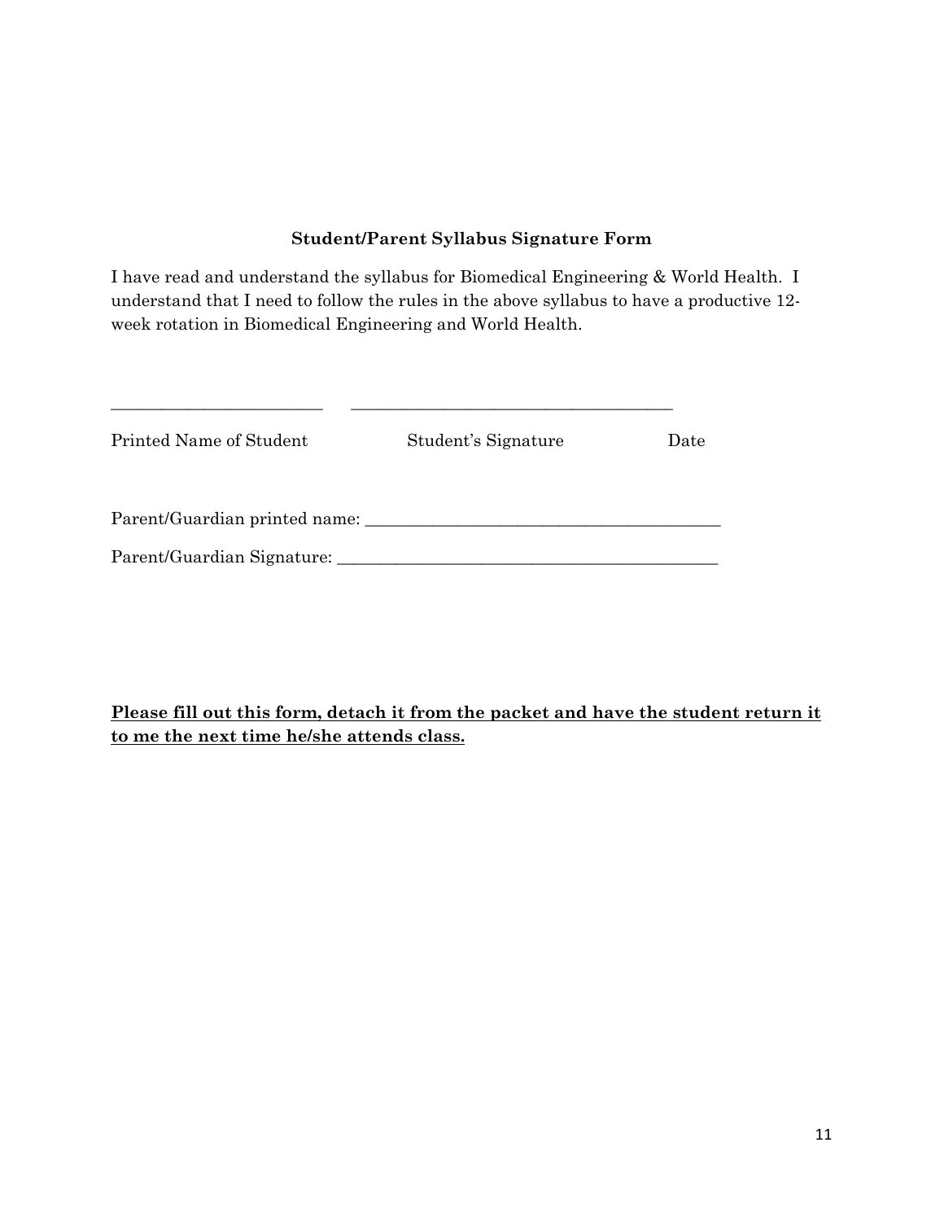**Student/Parent Syllabus Signature Form**

I have read and understand the syllabus for Biomedical Engineering & World Health. I understand that I need to follow the rules in the above syllabus to have a productive 12-week rotation in Biomedical Engineering and World Health.

_________________________ ______________________________________

Printed Name of Student Student's Signature Date

Parent/Guardian printed name: __________________________________________

Parent/Guardian Signature: ______________________________________________

**Please fill out this form, detach it from the packet and have the student return it to me the next time he/she attends class.**